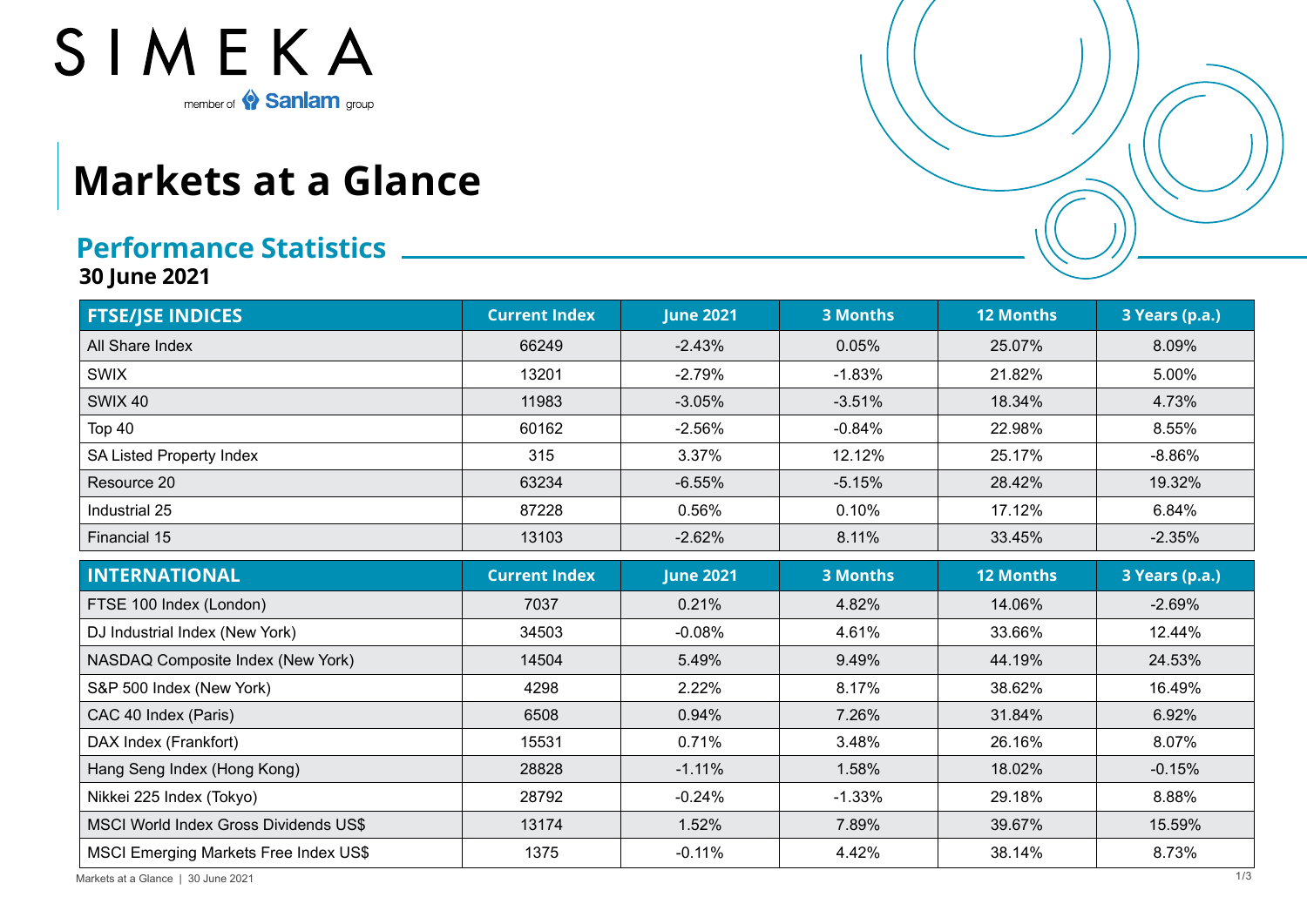SIMEKA

member of Sanlam group

# Markets at a Glance

## Performance Statistics

**30 June 2021**

| FTSE/JSE INDICES | Current Index | June 2021 | 3 Months | 12 Months | 3 Years (p.a.) |
|---|---|---|---|---|---|
| All Share Index | 66249 | -2.43% | 0.05% | 25.07% | 8.09% |
| SWIX | 13201 | -2.79% | -1.83% | 21.82% | 5.00% |
| SWIX 40 | 11983 | -3.05% | -3.51% | 18.34% | 4.73% |
| Top 40 | 60162 | -2.56% | -0.84% | 22.98% | 8.55% |
| SA Listed Property Index | 315 | 3.37% | 12.12% | 25.17% | -8.86% |
| Resource 20 | 63234 | -6.55% | -5.15% | 28.42% | 19.32% |
| Industrial 25 | 87228 | 0.56% | 0.10% | 17.12% | 6.84% |
| Financial 15 | 13103 | -2.62% | 8.11% | 33.45% | -2.35% |

| INTERNATIONAL | Current Index | June 2021 | 3 Months | 12 Months | 3 Years (p.a.) |
|---|---|---|---|---|---|
| FTSE 100 Index (London) | 7037 | 0.21% | 4.82% | 14.06% | -2.69% |
| DJ Industrial Index (New York) | 34503 | -0.08% | 4.61% | 33.66% | 12.44% |
| NASDAQ Composite Index (New York) | 14504 | 5.49% | 9.49% | 44.19% | 24.53% |
| S&P 500 Index (New York) | 4298 | 2.22% | 8.17% | 38.62% | 16.49% |
| CAC 40 Index (Paris) | 6508 | 0.94% | 7.26% | 31.84% | 6.92% |
| DAX Index (Frankfort) | 15531 | 0.71% | 3.48% | 26.16% | 8.07% |
| Hang Seng Index (Hong Kong) | 28828 | -1.11% | 1.58% | 18.02% | -0.15% |
| Nikkei 225 Index (Tokyo) | 28792 | -0.24% | -1.33% | 29.18% | 8.88% |
| MSCI World Index Gross Dividends US$ | 13174 | 1.52% | 7.89% | 39.67% | 15.59% |
| MSCI Emerging Markets Free Index US$ | 1375 | -0.11% | 4.42% | 38.14% | 8.73% |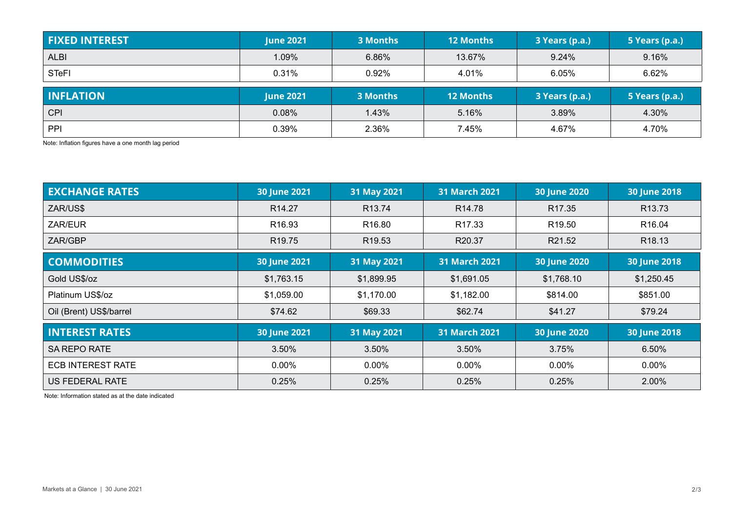| FIXED INTEREST | June 2021 | 3 Months | 12 Months | 3 Years (p.a.) | 5 Years (p.a.) |
| --- | --- | --- | --- | --- | --- |
| ALBI | 1.09% | 6.86% | 13.67% | 9.24% | 9.16% |
| STeFI | 0.31% | 0.92% | 4.01% | 6.05% | 6.62% |

| INFLATION | June 2021 | 3 Months | 12 Months | 3 Years (p.a.) | 5 Years (p.a.) |
| --- | --- | --- | --- | --- | --- |
| CPI | 0.08% | 1.43% | 5.16% | 3.89% | 4.30% |
| PPI | 0.39% | 2.36% | 7.45% | 4.67% | 4.70% |

Note: Inflation figures have a one month lag period

| EXCHANGE RATES | 30 June 2021 | 31 May 2021 | 31 March 2021 | 30 June 2020 | 30 June 2018 |
| --- | --- | --- | --- | --- | --- |
| ZAR/US$ | R14.27 | R13.74 | R14.78 | R17.35 | R13.73 |
| ZAR/EUR | R16.93 | R16.80 | R17.33 | R19.50 | R16.04 |
| ZAR/GBP | R19.75 | R19.53 | R20.37 | R21.52 | R18.13 |

| COMMODITIES | 30 June 2021 | 31 May 2021 | 31 March 2021 | 30 June 2020 | 30 June 2018 |
| --- | --- | --- | --- | --- | --- |
| Gold US$/oz | $1,763.15 | $1,899.95 | $1,691.05 | $1,768.10 | $1,250.45 |
| Platinum US$/oz | $1,059.00 | $1,170.00 | $1,182.00 | $814.00 | $851.00 |
| Oil (Brent) US$/barrel | $74.62 | $69.33 | $62.74 | $41.27 | $79.24 |

| INTEREST RATES | 30 June 2021 | 31 May 2021 | 31 March 2021 | 30 June 2020 | 30 June 2018 |
| --- | --- | --- | --- | --- | --- |
| SA REPO RATE | 3.50% | 3.50% | 3.50% | 3.75% | 6.50% |
| ECB INTEREST RATE | 0.00% | 0.00% | 0.00% | 0.00% | 0.00% |
| US FEDERAL RATE | 0.25% | 0.25% | 0.25% | 0.25% | 2.00% |

Note: Information stated as at the date indicated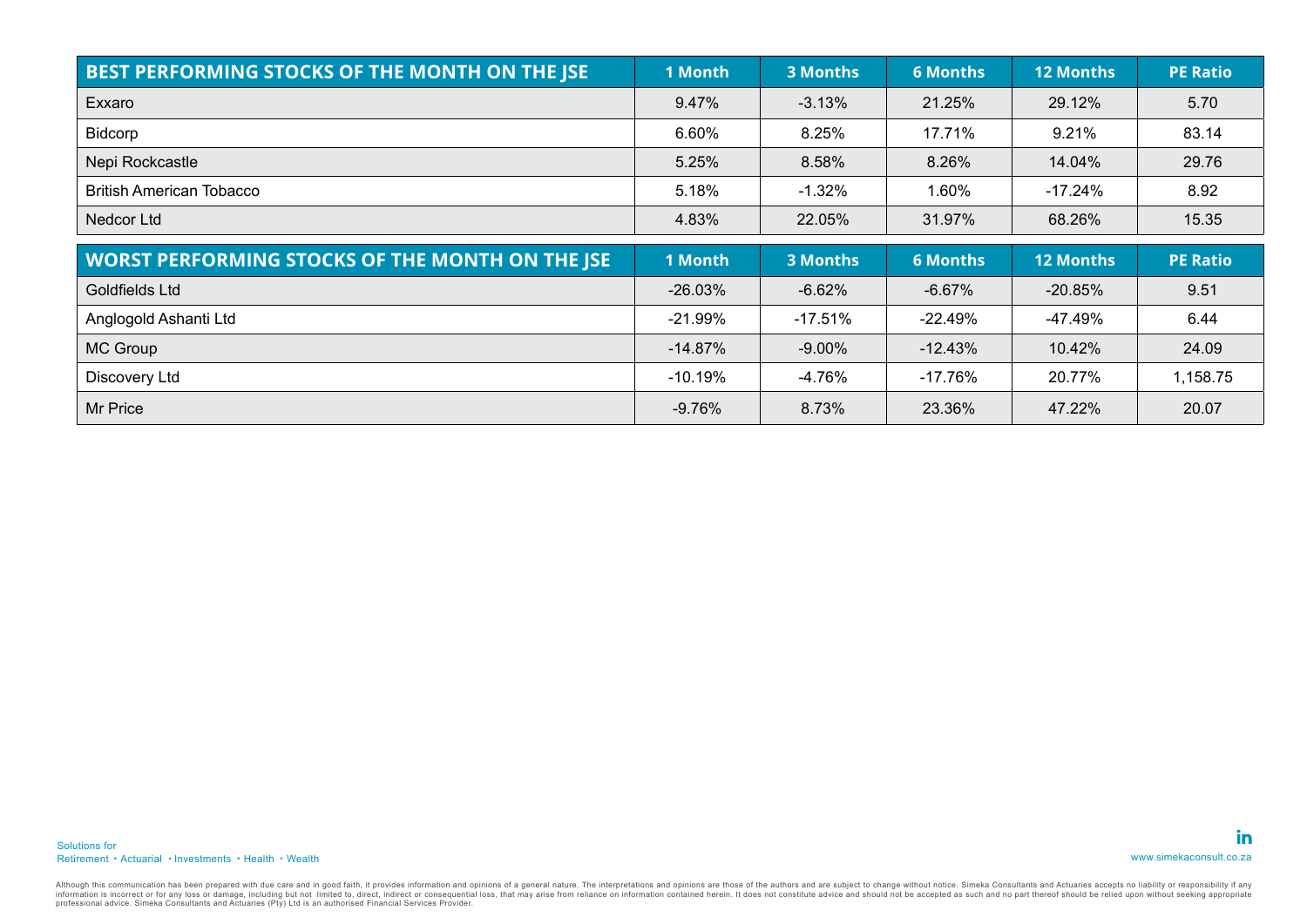| BEST PERFORMING STOCKS OF THE MONTH ON THE JSE | 1 Month | 3 Months | 6 Months | 12 Months | PE Ratio |
|---|---|---|---|---|---|
| Exxaro | 9.47% | -3.13% | 21.25% | 29.12% | 5.70 |
| Bidcorp | 6.60% | 8.25% | 17.71% | 9.21% | 83.14 |
| Nepi Rockcastle | 5.25% | 8.58% | 8.26% | 14.04% | 29.76 |
| British American Tobacco | 5.18% | -1.32% | 1.60% | -17.24% | 8.92 |
| Nedcor Ltd | 4.83% | 22.05% | 31.97% | 68.26% | 15.35 |

| WORST PERFORMING STOCKS OF THE MONTH ON THE JSE | 1 Month | 3 Months | 6 Months | 12 Months | PE Ratio |
|---|---|---|---|---|---|
| Goldfields Ltd | -26.03% | -6.62% | -6.67% | -20.85% | 9.51 |
| Anglogold Ashanti Ltd | -21.99% | -17.51% | -22.49% | -47.49% | 6.44 |
| MC Group | -14.87% | -9.00% | -12.43% | 10.42% | 24.09 |
| Discovery Ltd | -10.19% | -4.76% | -17.76% | 20.77% | 1,158.75 |
| Mr Price | -9.76% | 8.73% | 23.36% | 47.22% | 20.07 |

Solutions for
Retirement • Actuarial • Investments • Health • Wealth

www.simekaconsult.co.za

Although this communication has been prepared with due care and in good faith, it provides information and opinions of a general nature. The interpretations and opinions are those of the authors and are subject to change without notice. Simeka Consultants and Actuaries accepts no liability or responsibility if any information is incorrect or for any loss or damage, including but not limited to, direct, indirect or consequential loss, that may arise from reliance on information contained herein. It does not constitute advice and should not be accepted as such and no part thereof should be relied upon without seeking appropriate professional advice. Simeka Consultants and Actuaries (Pty) Ltd is an authorised Financial Services Provider.